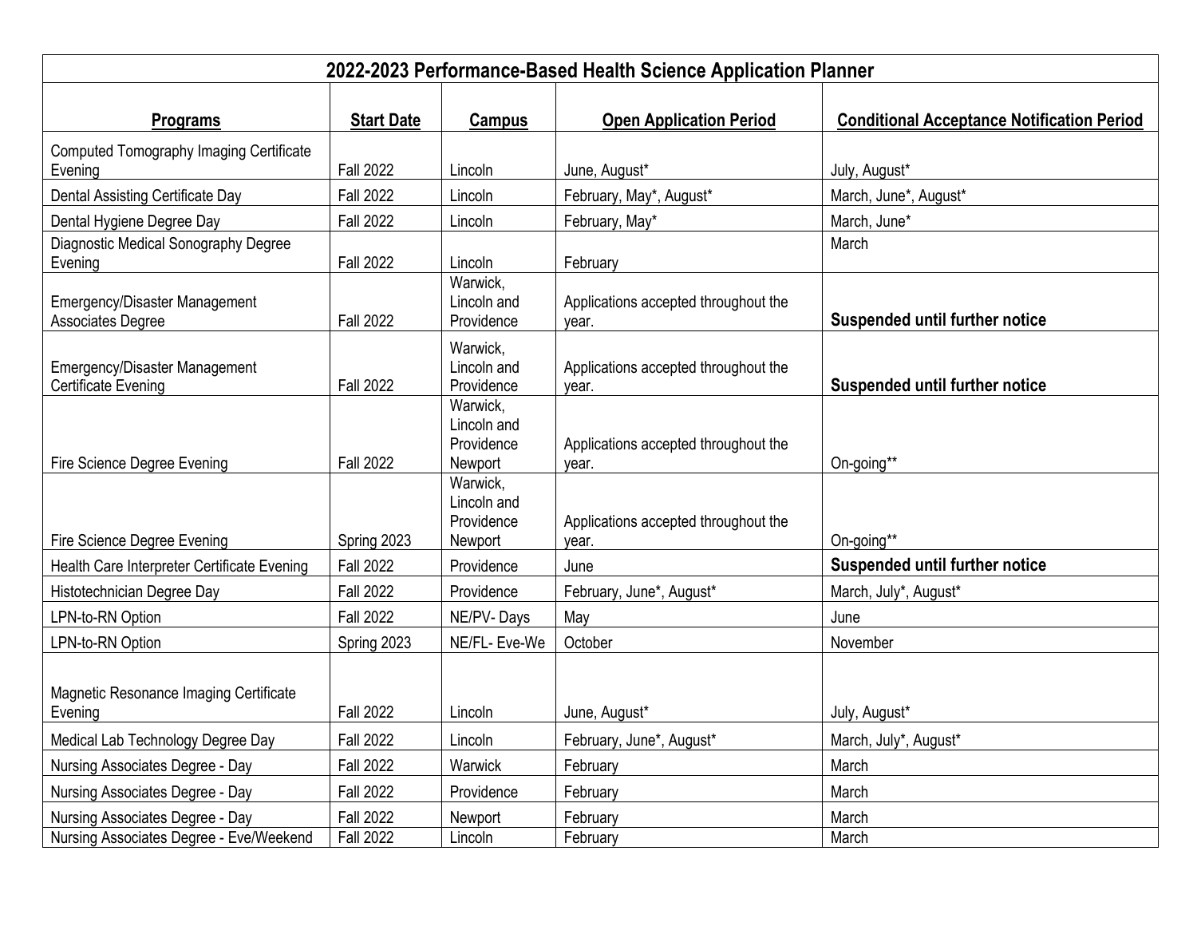# 2022-2023 Performance-Based Health Science Application Planner

| Programs | Start Date | Campus | Open Application Period | Conditional Acceptance Notification Period |
|---|---|---|---|---|
| Computed Tomography Imaging Certificate Evening | Fall 2022 | Lincoln | June, August* | July, August* |
| Dental Assisting Certificate Day | Fall 2022 | Lincoln | February, May*, August* | March, June*, August* |
| Dental Hygiene Degree Day | Fall 2022 | Lincoln | February, May* | March, June* |
| Diagnostic Medical Sonography Degree Evening | Fall 2022 | Lincoln | February | March |
| Emergency/Disaster Management Associates Degree | Fall 2022 | Warwick, Lincoln and Providence | Applications accepted throughout the year. | **Suspended until further notice** |
| Emergency/Disaster Management Certificate Evening | Fall 2022 | Warwick, Lincoln and Providence | Applications accepted throughout the year. | **Suspended until further notice** |
| Fire Science Degree Evening | Fall 2022 | Warwick, Lincoln and Providence Newport | Applications accepted throughout the year. | On-going** |
| Fire Science Degree Evening | Spring 2023 | Warwick, Lincoln and Providence Newport | Applications accepted throughout the year. | On-going** |
| Health Care Interpreter Certificate Evening | Fall 2022 | Providence | June | **Suspended until further notice** |
| Histotechnician Degree Day | Fall 2022 | Providence | February, June*, August* | March, July*, August* |
| LPN-to-RN Option | Fall 2022 | NE/PV- Days | May | June |
| LPN-to-RN Option | Spring 2023 | NE/FL- Eve-We | October | November |
| Magnetic Resonance Imaging Certificate Evening | Fall 2022 | Lincoln | June, August* | July, August* |
| Medical Lab Technology Degree Day | Fall 2022 | Lincoln | February, June*, August* | March, July*, August* |
| Nursing Associates Degree - Day | Fall 2022 | Warwick | February | March |
| Nursing Associates Degree - Day | Fall 2022 | Providence | February | March |
| Nursing Associates Degree - Day | Fall 2022 | Newport | February | March |
| Nursing Associates Degree - Eve/Weekend | Fall 2022 | Lincoln | February | March |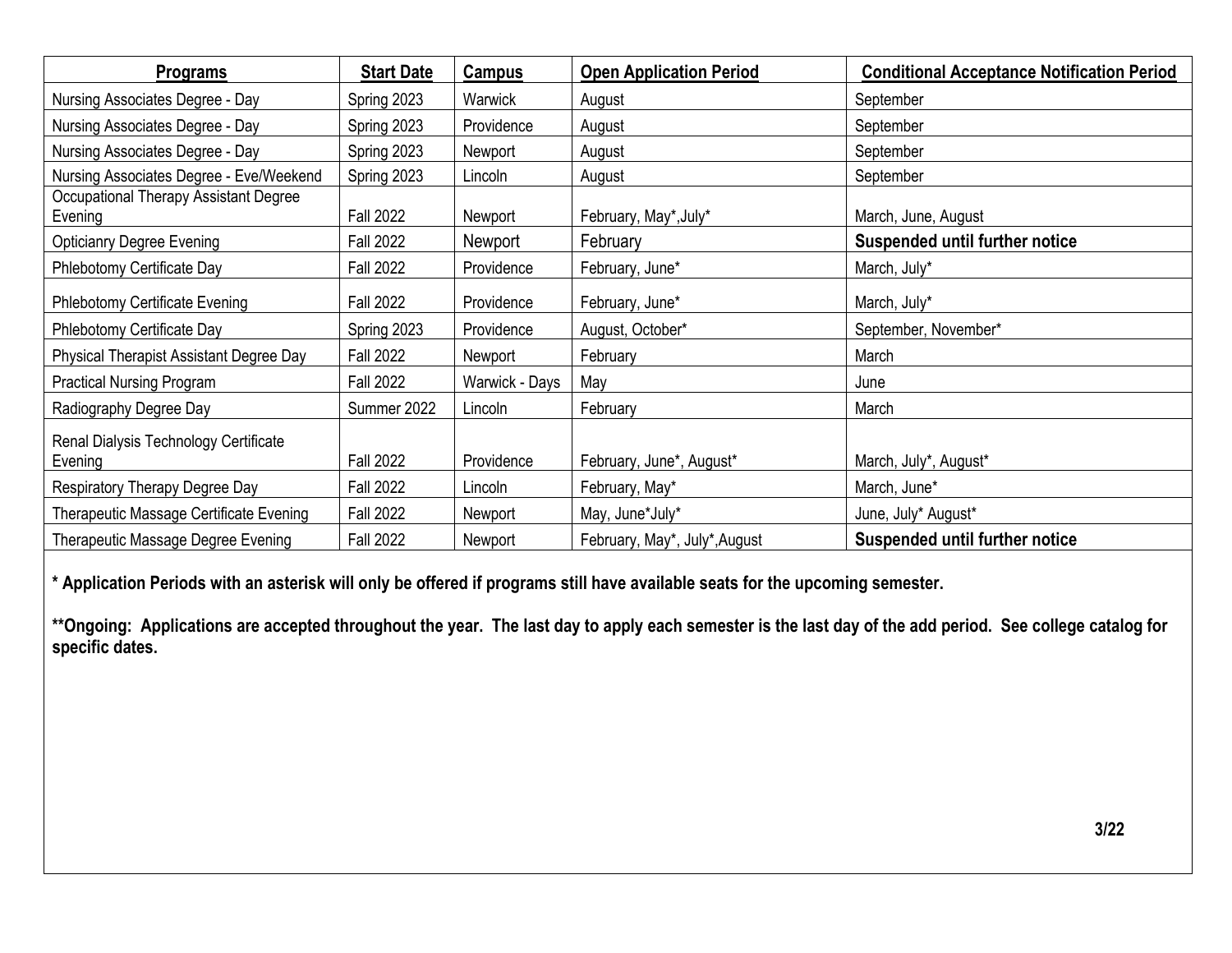| Programs | Start Date | Campus | Open Application Period | Conditional Acceptance Notification Period |
|---|---|---|---|---|
| Nursing Associates Degree - Day | Spring 2023 | Warwick | August | September |
| Nursing Associates Degree - Day | Spring 2023 | Providence | August | September |
| Nursing Associates Degree - Day | Spring 2023 | Newport | August | September |
| Nursing Associates Degree - Eve/Weekend | Spring 2023 | Lincoln | August | September |
| Occupational Therapy Assistant Degree Evening | Fall 2022 | Newport | February, May*,July* | March, June, August |
| Opticianry Degree Evening | Fall 2022 | Newport | February | **Suspended until further notice** |
| Phlebotomy Certificate Day | Fall 2022 | Providence | February, June* | March, July* |
| Phlebotomy Certificate Evening | Fall 2022 | Providence | February, June* | March, July* |
| Phlebotomy Certificate Day | Spring 2023 | Providence | August, October* | September, November* |
| Physical Therapist Assistant Degree Day | Fall 2022 | Newport | February | March |
| Practical Nursing Program | Fall 2022 | Warwick - Days | May | June |
| Radiography Degree Day | Summer 2022 | Lincoln | February | March |
| Renal Dialysis Technology Certificate Evening | Fall 2022 | Providence | February, June*, August* | March, July*, August* |
| Respiratory Therapy Degree Day | Fall 2022 | Lincoln | February, May* | March, June* |
| Therapeutic Massage Certificate Evening | Fall 2022 | Newport | May, June*July* | June, July* August* |
| Therapeutic Massage Degree Evening | Fall 2022 | Newport | February, May*, July*,August | **Suspended until further notice** |

**\* Application Periods with an asterisk will only be offered if programs still have available seats for the upcoming semester.**

**\*\*Ongoing: Applications are accepted throughout the year. The last day to apply each semester is the last day of the add period. See college catalog for specific dates.**

**3/22**